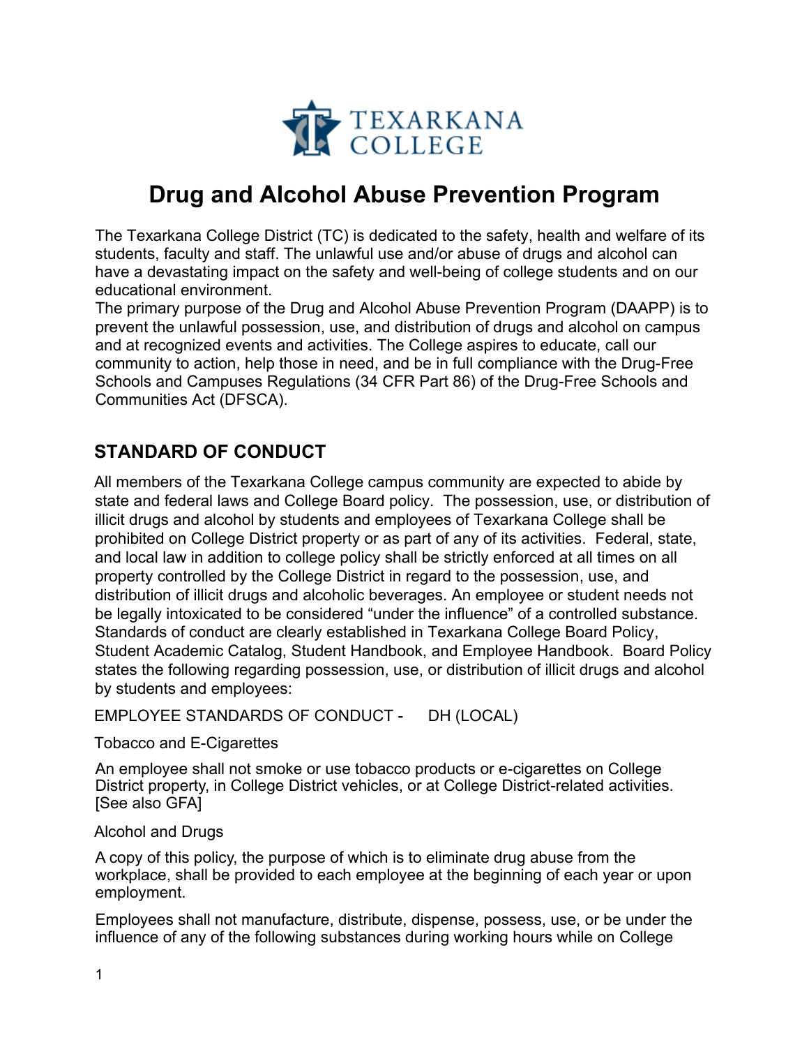# Drug and Alcohol Abuse Prevention Program

The Texarkana College District (TC) is dedicated to the safety, health and welfare of its students, faculty and staff. The unlawful use and/or abuse of drugs and alcohol can have a devastating impact on the safety and well-being of college students and on our educational environment.

The primary purpose of the Drug and Alcohol Abuse Prevention Program (DAAPP) is to prevent the unlawful possession, use, and distribution of drugs and alcohol on campus and at recognized events and activities. The College aspires to educate, call our community to action, help those in need, and be in full compliance with the Drug-Free Schools and Campuses Regulations (34 CFR Part 86) of the Drug-Free Schools and Communities Act (DFSCA).

## STANDARD OF CONDUCT

All members of the Texarkana College campus community are expected to abide by state and federal laws and College Board policy. The possession, use, or distribution of illicit drugs and alcohol by students and employees of Texarkana College shall be prohibited on College District property or as part of any of its activities. Federal, state, and local law in addition to college policy shall be strictly enforced at all times on all property controlled by the College District in regard to the possession, use, and distribution of illicit drugs and alcoholic beverages. An employee or student needs not be legally intoxicated to be considered "under the influence" of a controlled substance. Standards of conduct are clearly established in Texarkana College Board Policy, Student Academic Catalog, Student Handbook, and Employee Handbook. Board Policy states the following regarding possession, use, or distribution of illicit drugs and alcohol by students and employees:

EMPLOYEE STANDARDS OF CONDUCT - DH (LOCAL)

Tobacco and E-Cigarettes

An employee shall not smoke or use tobacco products or e-cigarettes on College District property, in College District vehicles, or at College District-related activities. [See also GFA]

Alcohol and Drugs

A copy of this policy, the purpose of which is to eliminate drug abuse from the workplace, shall be provided to each employee at the beginning of each year or upon employment.

Employees shall not manufacture, distribute, dispense, possess, use, or be under the influence of any of the following substances during working hours while on College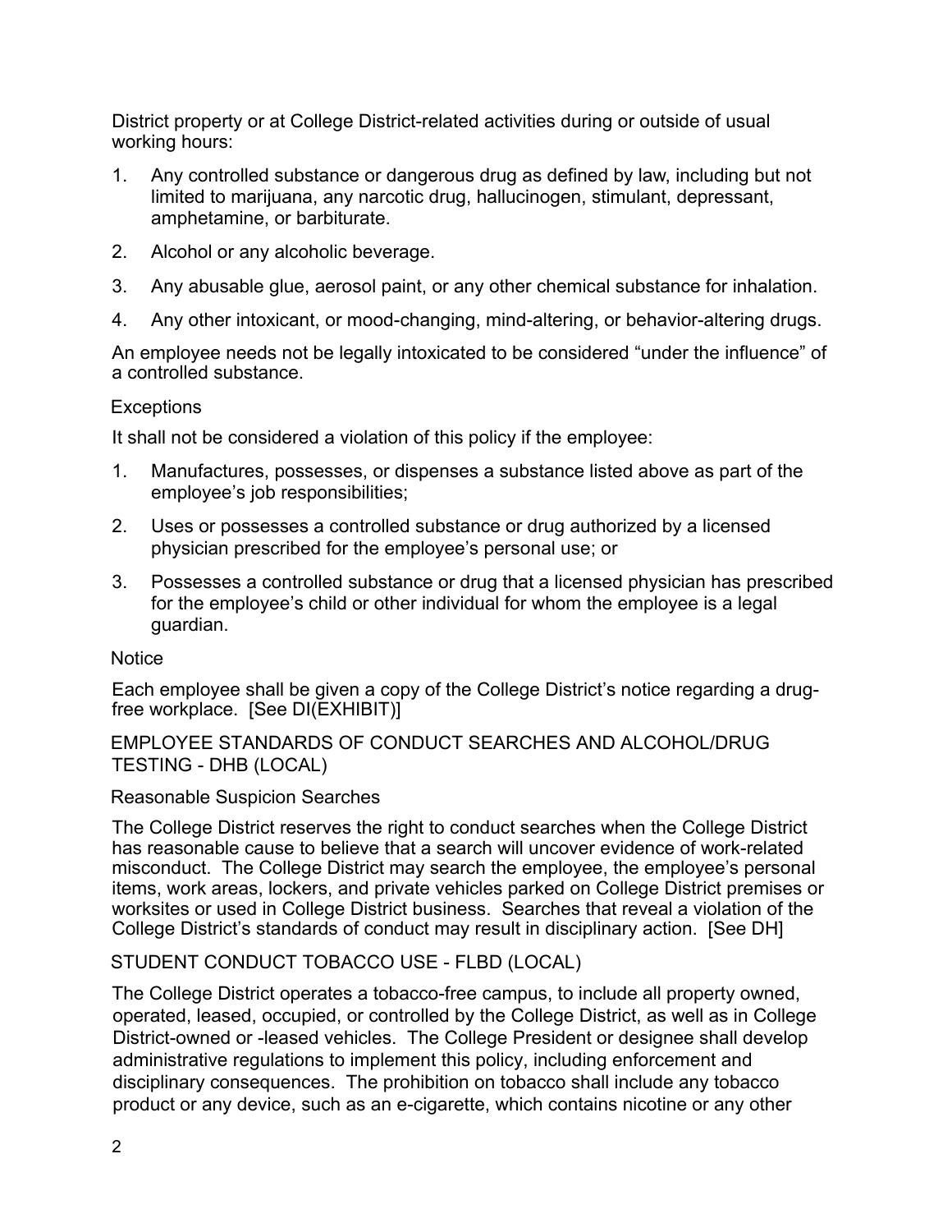District property or at College District-related activities during or outside of usual working hours:

1. Any controlled substance or dangerous drug as defined by law, including but not limited to marijuana, any narcotic drug, hallucinogen, stimulant, depressant, amphetamine, or barbiturate.
2. Alcohol or any alcoholic beverage.
3. Any abusable glue, aerosol paint, or any other chemical substance for inhalation.
4. Any other intoxicant, or mood-changing, mind-altering, or behavior-altering drugs.

An employee needs not be legally intoxicated to be considered “under the influence” of a controlled substance.

### Exceptions

It shall not be considered a violation of this policy if the employee:

1. Manufactures, possesses, or dispenses a substance listed above as part of the employee’s job responsibilities;
2. Uses or possesses a controlled substance or drug authorized by a licensed physician prescribed for the employee’s personal use; or
3. Possesses a controlled substance or drug that a licensed physician has prescribed for the employee’s child or other individual for whom the employee is a legal guardian.

### Notice

Each employee shall be given a copy of the College District’s notice regarding a drug-free workplace. [See DI(EXHIBIT)]

## EMPLOYEE STANDARDS OF CONDUCT SEARCHES AND ALCOHOL/DRUG TESTING - DHB (LOCAL)

### Reasonable Suspicion Searches

The College District reserves the right to conduct searches when the College District has reasonable cause to believe that a search will uncover evidence of work-related misconduct. The College District may search the employee, the employee’s personal items, work areas, lockers, and private vehicles parked on College District premises or worksites or used in College District business. Searches that reveal a violation of the College District’s standards of conduct may result in disciplinary action. [See DH]

## STUDENT CONDUCT TOBACCO USE - FLBD (LOCAL)

The College District operates a tobacco-free campus, to include all property owned, operated, leased, occupied, or controlled by the College District, as well as in College District-owned or -leased vehicles. The College President or designee shall develop administrative regulations to implement this policy, including enforcement and disciplinary consequences. The prohibition on tobacco shall include any tobacco product or any device, such as an e-cigarette, which contains nicotine or any other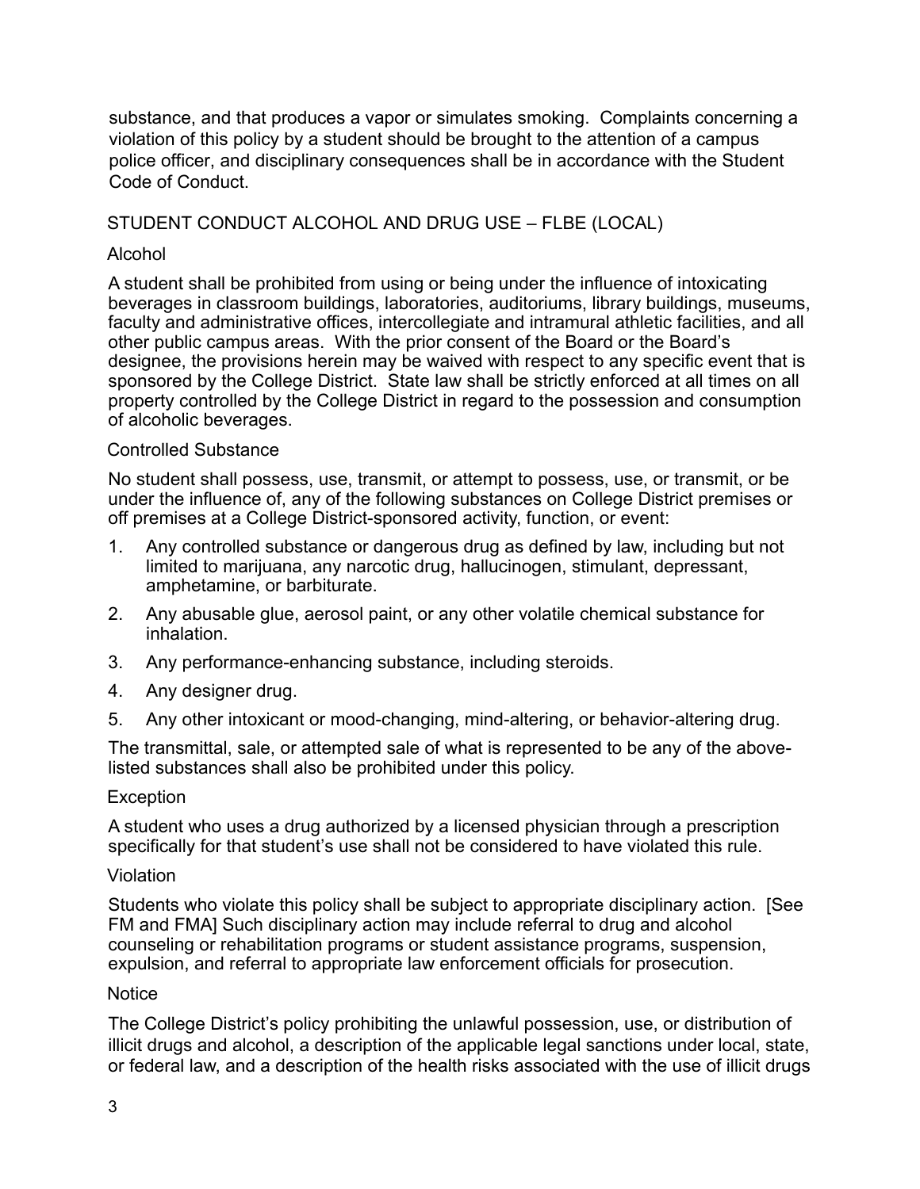substance, and that produces a vapor or simulates smoking. Complaints concerning a violation of this policy by a student should be brought to the attention of a campus police officer, and disciplinary consequences shall be in accordance with the Student Code of Conduct.

## STUDENT CONDUCT ALCOHOL AND DRUG USE – FLBE (LOCAL)

### Alcohol

A student shall be prohibited from using or being under the influence of intoxicating beverages in classroom buildings, laboratories, auditoriums, library buildings, museums, faculty and administrative offices, intercollegiate and intramural athletic facilities, and all other public campus areas. With the prior consent of the Board or the Board's designee, the provisions herein may be waived with respect to any specific event that is sponsored by the College District. State law shall be strictly enforced at all times on all property controlled by the College District in regard to the possession and consumption of alcoholic beverages.

### Controlled Substance

No student shall possess, use, transmit, or attempt to possess, use, or transmit, or be under the influence of, any of the following substances on College District premises or off premises at a College District-sponsored activity, function, or event:

1. Any controlled substance or dangerous drug as defined by law, including but not limited to marijuana, any narcotic drug, hallucinogen, stimulant, depressant, amphetamine, or barbiturate.
2. Any abusable glue, aerosol paint, or any other volatile chemical substance for inhalation.
3. Any performance-enhancing substance, including steroids.
4. Any designer drug.
5. Any other intoxicant or mood-changing, mind-altering, or behavior-altering drug.

The transmittal, sale, or attempted sale of what is represented to be any of the above-listed substances shall also be prohibited under this policy.

### Exception

A student who uses a drug authorized by a licensed physician through a prescription specifically for that student's use shall not be considered to have violated this rule.

### Violation

Students who violate this policy shall be subject to appropriate disciplinary action. [See FM and FMA] Such disciplinary action may include referral to drug and alcohol counseling or rehabilitation programs or student assistance programs, suspension, expulsion, and referral to appropriate law enforcement officials for prosecution.

### Notice

The College District's policy prohibiting the unlawful possession, use, or distribution of illicit drugs and alcohol, a description of the applicable legal sanctions under local, state, or federal law, and a description of the health risks associated with the use of illicit drugs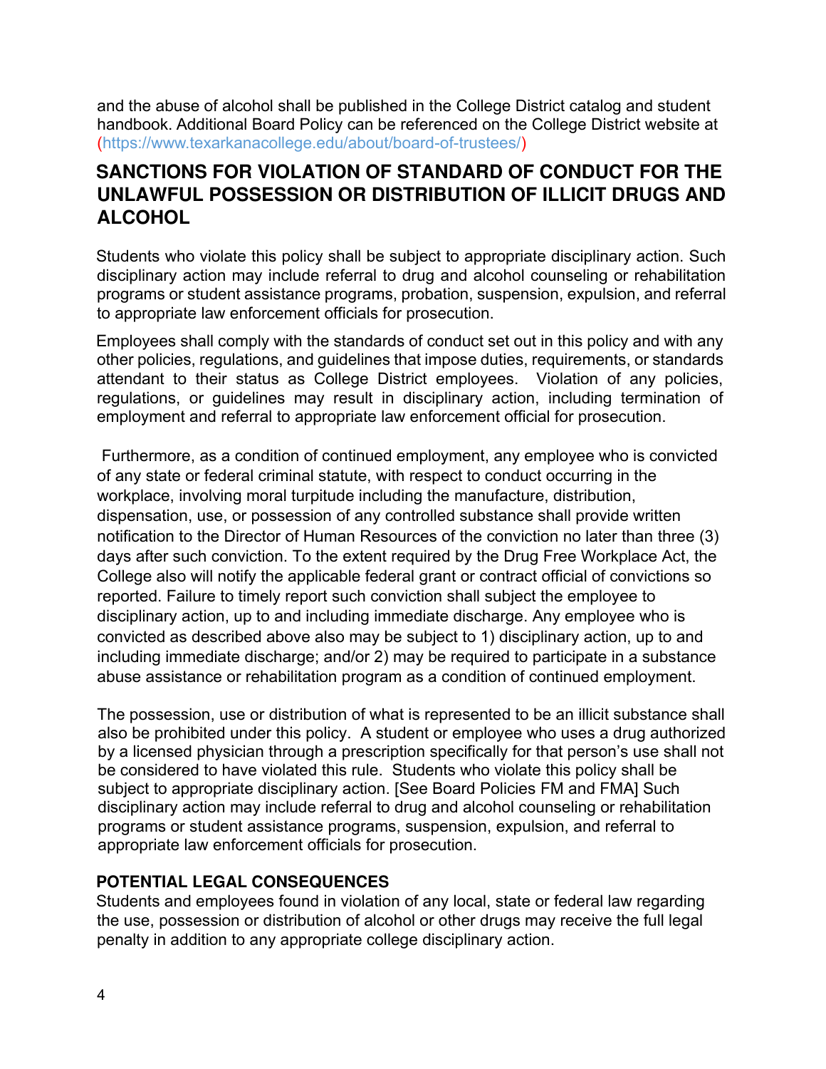and the abuse of alcohol shall be published in the College District catalog and student handbook. Additional Board Policy can be referenced on the College District website at (https://www.texarkanacollege.edu/about/board-of-trustees/)

## SANCTIONS FOR VIOLATION OF STANDARD OF CONDUCT FOR THE UNLAWFUL POSSESSION OR DISTRIBUTION OF ILLICIT DRUGS AND ALCOHOL

Students who violate this policy shall be subject to appropriate disciplinary action. Such disciplinary action may include referral to drug and alcohol counseling or rehabilitation programs or student assistance programs, probation, suspension, expulsion, and referral to appropriate law enforcement officials for prosecution.

Employees shall comply with the standards of conduct set out in this policy and with any other policies, regulations, and guidelines that impose duties, requirements, or standards attendant to their status as College District employees. Violation of any policies, regulations, or guidelines may result in disciplinary action, including termination of employment and referral to appropriate law enforcement official for prosecution.

Furthermore, as a condition of continued employment, any employee who is convicted of any state or federal criminal statute, with respect to conduct occurring in the workplace, involving moral turpitude including the manufacture, distribution, dispensation, use, or possession of any controlled substance shall provide written notification to the Director of Human Resources of the conviction no later than three (3) days after such conviction. To the extent required by the Drug Free Workplace Act, the College also will notify the applicable federal grant or contract official of convictions so reported. Failure to timely report such conviction shall subject the employee to disciplinary action, up to and including immediate discharge. Any employee who is convicted as described above also may be subject to 1) disciplinary action, up to and including immediate discharge; and/or 2) may be required to participate in a substance abuse assistance or rehabilitation program as a condition of continued employment.

The possession, use or distribution of what is represented to be an illicit substance shall also be prohibited under this policy. A student or employee who uses a drug authorized by a licensed physician through a prescription specifically for that person's use shall not be considered to have violated this rule. Students who violate this policy shall be subject to appropriate disciplinary action. [See Board Policies FM and FMA] Such disciplinary action may include referral to drug and alcohol counseling or rehabilitation programs or student assistance programs, suspension, expulsion, and referral to appropriate law enforcement officials for prosecution.

### POTENTIAL LEGAL CONSEQUENCES

Students and employees found in violation of any local, state or federal law regarding the use, possession or distribution of alcohol or other drugs may receive the full legal penalty in addition to any appropriate college disciplinary action.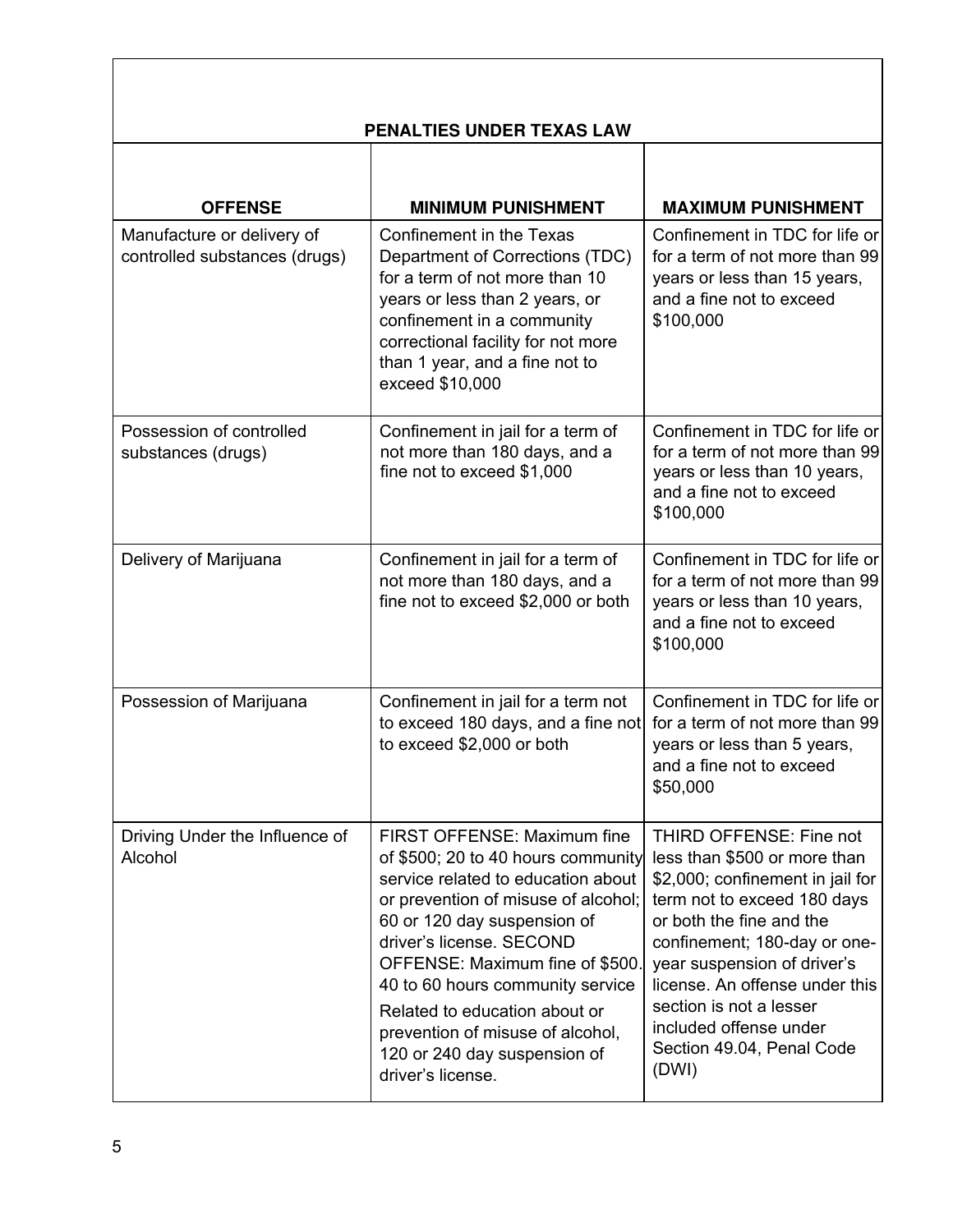## PENALTIES UNDER TEXAS LAW

| OFFENSE | MINIMUM PUNISHMENT | MAXIMUM PUNISHMENT |
|---|---|---|
| Manufacture or delivery of controlled substances (drugs) | Confinement in the Texas Department of Corrections (TDC) for a term of not more than 10 years or less than 2 years, or confinement in a community correctional facility for not more than 1 year, and a fine not to exceed $10,000 | Confinement in TDC for life or for a term of not more than 99 years or less than 15 years, and a fine not to exceed $100,000 |
| Possession of controlled substances (drugs) | Confinement in jail for a term of not more than 180 days, and a fine not to exceed $1,000 | Confinement in TDC for life or for a term of not more than 99 years or less than 10 years, and a fine not to exceed $100,000 |
| Delivery of Marijuana | Confinement in jail for a term of not more than 180 days, and a fine not to exceed $2,000 or both | Confinement in TDC for life or for a term of not more than 99 years or less than 10 years, and a fine not to exceed $100,000 |
| Possession of Marijuana | Confinement in jail for a term not to exceed 180 days, and a fine not to exceed $2,000 or both | Confinement in TDC for life or for a term of not more than 99 years or less than 5 years, and a fine not to exceed $50,000 |
| Driving Under the Influence of Alcohol | FIRST OFFENSE: Maximum fine of $500; 20 to 40 hours community service related to education about or prevention of misuse of alcohol; 60 or 120 day suspension of driver's license. SECOND OFFENSE: Maximum fine of $500. 40 to 60 hours community service Related to education about or prevention of misuse of alcohol, 120 or 240 day suspension of driver's license. | THIRD OFFENSE: Fine not less than $500 or more than $2,000; confinement in jail for term not to exceed 180 days or both the fine and the confinement; 180-day or one-year suspension of driver's license. An offense under this section is not a lesser included offense under Section 49.04, Penal Code (DWI) |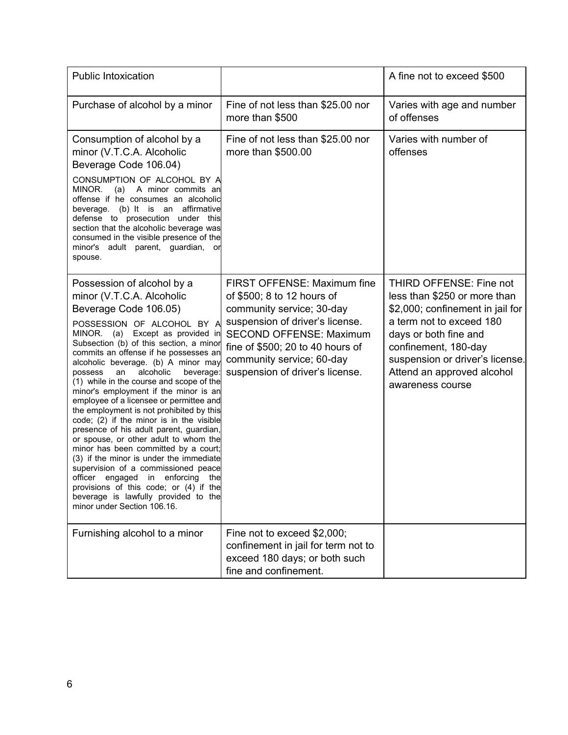| Public Intoxication | | A fine not to exceed $500 |
|---|---|---|
| Purchase of alcohol by a minor | Fine of not less than $25.00 nor more than $500 | Varies with age and number of offenses |
| Consumption of alcohol by a minor (V.T.C.A. Alcoholic Beverage Code 106.04)<br><br>CONSUMPTION OF ALCOHOL BY A MINOR. (a) A minor commits an offense if he consumes an alcoholic beverage. (b) It is an affirmative defense to prosecution under this section that the alcoholic beverage was consumed in the visible presence of the minor's adult parent, guardian, or spouse. | Fine of not less than $25.00 nor more than $500.00 | Varies with number of offenses |
| Possession of alcohol by a minor (V.T.C.A. Alcoholic Beverage Code 106.05)<br><br>POSSESSION OF ALCOHOL BY A MINOR. (a) Except as provided in Subsection (b) of this section, a minor commits an offense if he possesses an alcoholic beverage. (b) A minor may possess an alcoholic beverage: (1) while in the course and scope of the minor's employment if the minor is an employee of a licensee or permittee and the employment is not prohibited by this code; (2) if the minor is in the visible presence of his adult parent, guardian, or spouse, or other adult to whom the minor has been committed by a court; (3) if the minor is under the immediate supervision of a commissioned peace officer engaged in enforcing the provisions of this code; or (4) if the beverage is lawfully provided to the minor under Section 106.16. | FIRST OFFENSE: Maximum fine of $500; 8 to 12 hours of community service; 30-day suspension of driver's license. SECOND OFFENSE: Maximum fine of $500; 20 to 40 hours of community service; 60-day suspension of driver's license. | THIRD OFFENSE: Fine not less than $250 or more than $2,000; confinement in jail for a term not to exceed 180 days or both fine and confinement, 180-day suspension or driver's license. Attend an approved alcohol awareness course |
| Furnishing alcohol to a minor | Fine not to exceed $2,000; confinement in jail for term not to exceed 180 days; or both such fine and confinement. | |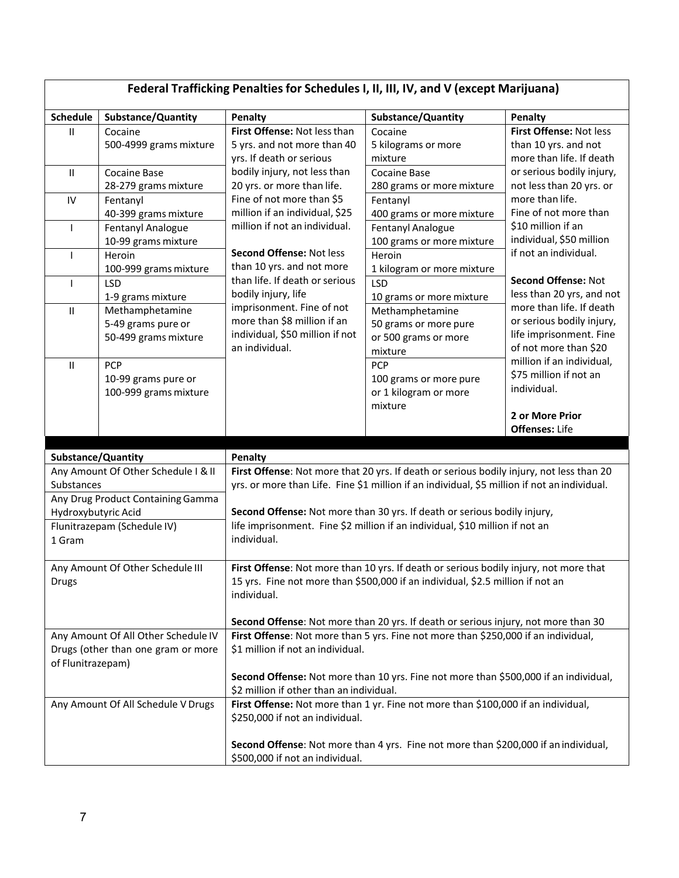## Federal Trafficking Penalties for Schedules I, II, III, IV, and V (except Marijuana)

| Schedule | Substance/Quantity | Penalty | Substance/Quantity | Penalty |
|---|---|---|---|---|
| II | Cocaine 500-4999 grams mixture | **First Offense:** Not less than 5 yrs. and not more than 40 yrs. If death or serious bodily injury, not less than 20 yrs. or more than life. Fine of not more than $5 million if an individual, $25 million if not an individual. **Second Offense:** Not less than 10 yrs. and not more than life. If death or serious bodily injury, life imprisonment. Fine of not more than $8 million if an individual, $50 million if not an individual. | Cocaine 5 kilograms or more mixture | **First Offense:** Not less than 10 yrs. and not more than life. If death or serious bodily injury, not less than 20 yrs. or more than life. Fine of not more than $10 million if an individual, $50 million if not an individual. **Second Offense:** Not less than 20 yrs, and not more than life. If death or serious bodily injury, life imprisonment. Fine of not more than $20 million if an individual, $75 million if not an individual. **2 or More Prior Offenses:** Life |
| II | Cocaine Base 28-279 grams mixture | | Cocaine Base 280 grams or more mixture | |
| IV | Fentanyl 40-399 grams mixture | | Fentanyl 400 grams or more mixture | |
| I | Fentanyl Analogue 10-99 grams mixture | | Fentanyl Analogue 100 grams or more mixture | |
| I | Heroin 100-999 grams mixture | | Heroin 1 kilogram or more mixture | |
| I | LSD 1-9 grams mixture | | LSD 10 grams or more mixture | |
| II | Methamphetamine 5-49 grams pure or 50-499 grams mixture | | Methamphetamine 50 grams or more pure or 500 grams or more mixture | |
| II | PCP 10-99 grams pure or 100-999 grams mixture | | PCP 100 grams or more pure or 1 kilogram or more mixture | |

| Substance/Quantity | Penalty |
|---|---|
| Any Amount Of Other Schedule I & II Substances<br>Any Drug Product Containing Gamma Hydroxybutyric Acid<br>Flunitrazepam (Schedule IV) 1 Gram | **First Offense**: Not more that 20 yrs. If death or serious bodily injury, not less than 20 yrs. or more than Life. Fine $1 million if an individual, $5 million if not an individual.<br><br>**Second Offense:** Not more than 30 yrs. If death or serious bodily injury, life imprisonment. Fine $2 million if an individual, $10 million if not an individual. |
| Any Amount Of Other Schedule III Drugs | **First Offense**: Not more than 10 yrs. If death or serious bodily injury, not more that 15 yrs. Fine not more than $500,000 if an individual, $2.5 million if not an individual.<br><br>**Second Offense**: Not more than 20 yrs. If death or serious injury, not more than 30 |
| Any Amount Of All Other Schedule IV Drugs (other than one gram or more of Flunitrazepam) | **First Offense**: Not more than 5 yrs. Fine not more than $250,000 if an individual, $1 million if not an individual.<br><br>**Second Offense:** Not more than 10 yrs. Fine not more than $500,000 if an individual, $2 million if other than an individual. |
| Any Amount Of All Schedule V Drugs | **First Offense:** Not more than 1 yr. Fine not more than $100,000 if an individual, $250,000 if not an individual.<br><br>**Second Offense**: Not more than 4 yrs. Fine not more than $200,000 if an individual, $500,000 if not an individual. |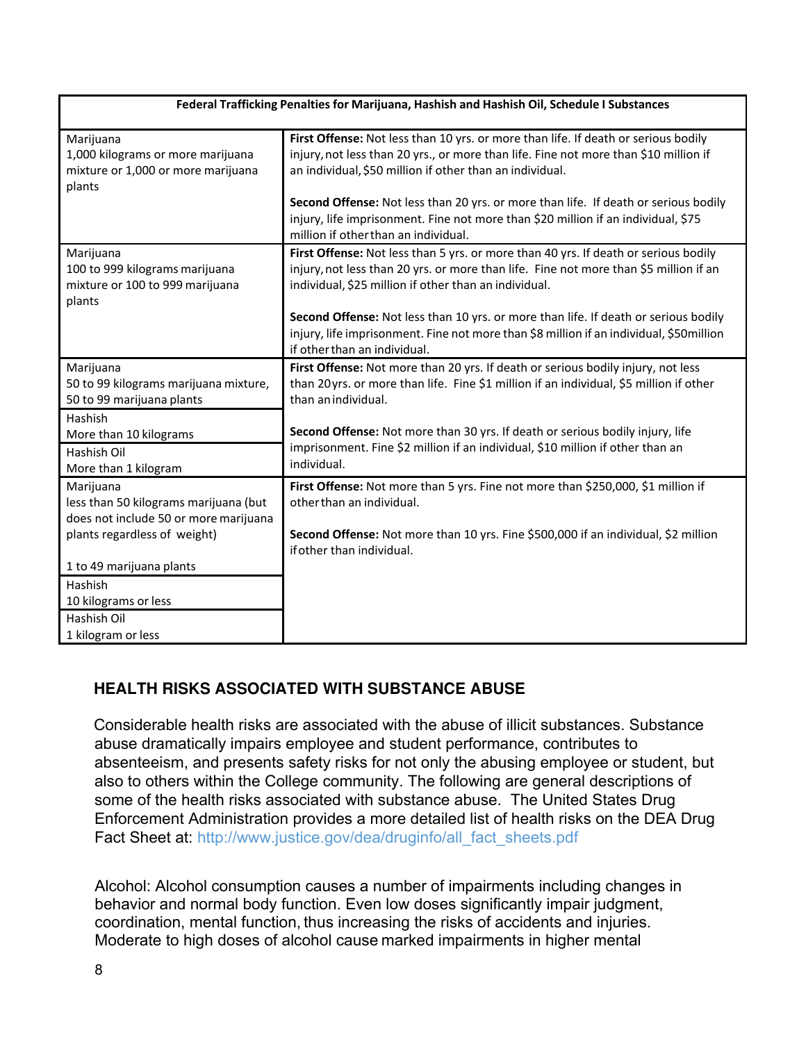| Federal Trafficking Penalties for Marijuana, Hashish and Hashish Oil, Schedule I Substances | |
|---|---|
| Marijuana<br>1,000 kilograms or more marijuana mixture or 1,000 or more marijuana plants | **First Offense:** Not less than 10 yrs. or more than life. If death or serious bodily injury, not less than 20 yrs., or more than life. Fine not more than $10 million if an individual, $50 million if other than an individual.<br><br>**Second Offense:** Not less than 20 yrs. or more than life. If death or serious bodily injury, life imprisonment. Fine not more than $20 million if an individual, $75 million if other than an individual. |
| Marijuana<br>100 to 999 kilograms marijuana mixture or 100 to 999 marijuana plants | **First Offense:** Not less than 5 yrs. or more than 40 yrs. If death or serious bodily injury, not less than 20 yrs. or more than life. Fine not more than $5 million if an individual, $25 million if other than an individual.<br><br>**Second Offense:** Not less than 10 yrs. or more than life. If death or serious bodily injury, life imprisonment. Fine not more than $8 million if an individual, $50million if other than an individual. |
| Marijuana<br>50 to 99 kilograms marijuana mixture, 50 to 99 marijuana plants<br><br>Hashish<br>More than 10 kilograms<br><br>Hashish Oil<br>More than 1 kilogram | **First Offense:** Not more than 20 yrs. If death or serious bodily injury, not less than 20yrs. or more than life. Fine $1 million if an individual, $5 million if other than an individual.<br><br>**Second Offense:** Not more than 30 yrs. If death or serious bodily injury, life imprisonment. Fine $2 million if an individual, $10 million if other than an individual. |
| Marijuana<br>less than 50 kilograms marijuana (but does not include 50 or more marijuana plants regardless of weight)<br><br>1 to 49 marijuana plants<br><br>Hashish<br>10 kilograms or less<br><br>Hashish Oil<br>1 kilogram or less | **First Offense:** Not more than 5 yrs. Fine not more than $250,000, $1 million if other than an individual.<br><br>**Second Offense:** Not more than 10 yrs. Fine $500,000 if an individual, $2 million if other than individual. |

## HEALTH RISKS ASSOCIATED WITH SUBSTANCE ABUSE

Considerable health risks are associated with the abuse of illicit substances. Substance abuse dramatically impairs employee and student performance, contributes to absenteeism, and presents safety risks for not only the abusing employee or student, but also to others within the College community. The following are general descriptions of some of the health risks associated with substance abuse. The United States Drug Enforcement Administration provides a more detailed list of health risks on the DEA Drug Fact Sheet at: http://www.justice.gov/dea/druginfo/all_fact_sheets.pdf

Alcohol: Alcohol consumption causes a number of impairments including changes in behavior and normal body function. Even low doses significantly impair judgment, coordination, mental function, thus increasing the risks of accidents and injuries. Moderate to high doses of alcohol cause marked impairments in higher mental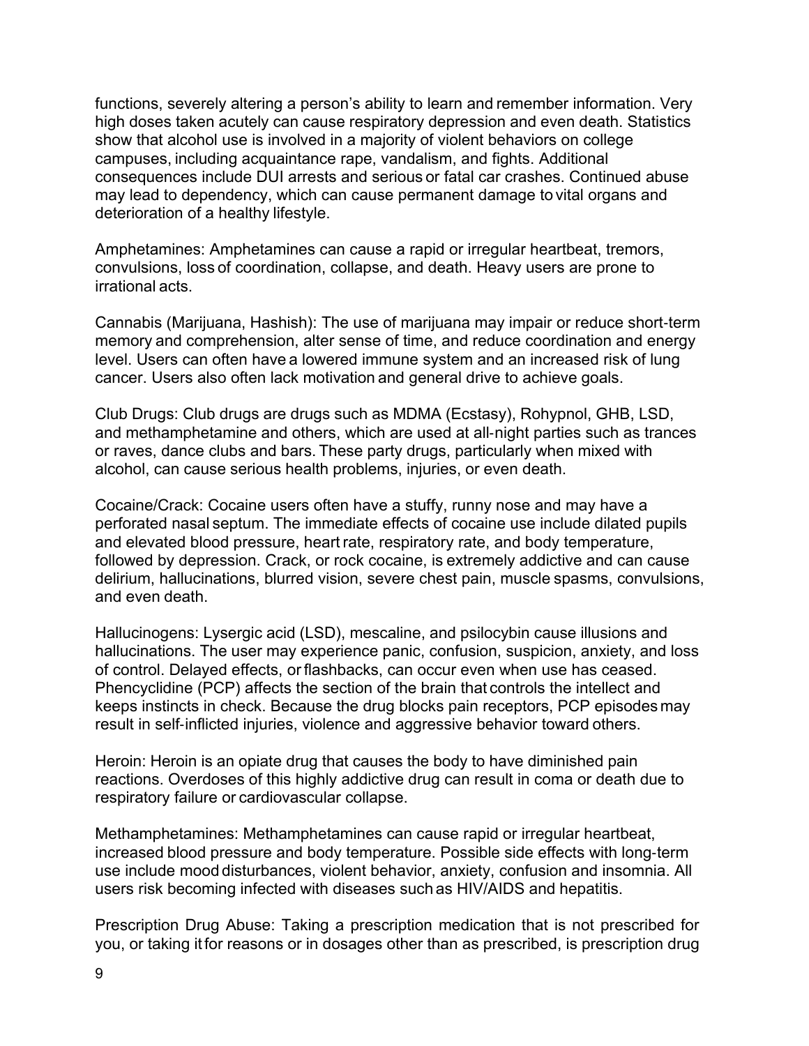functions, severely altering a person's ability to learn and remember information. Very high doses taken acutely can cause respiratory depression and even death. Statistics show that alcohol use is involved in a majority of violent behaviors on college campuses, including acquaintance rape, vandalism, and fights. Additional consequences include DUI arrests and serious or fatal car crashes. Continued abuse may lead to dependency, which can cause permanent damage to vital organs and deterioration of a healthy lifestyle.

Amphetamines: Amphetamines can cause a rapid or irregular heartbeat, tremors, convulsions, loss of coordination, collapse, and death. Heavy users are prone to irrational acts.

Cannabis (Marijuana, Hashish): The use of marijuana may impair or reduce short-term memory and comprehension, alter sense of time, and reduce coordination and energy level. Users can often have a lowered immune system and an increased risk of lung cancer. Users also often lack motivation and general drive to achieve goals.

Club Drugs: Club drugs are drugs such as MDMA (Ecstasy), Rohypnol, GHB, LSD, and methamphetamine and others, which are used at all-night parties such as trances or raves, dance clubs and bars. These party drugs, particularly when mixed with alcohol, can cause serious health problems, injuries, or even death.

Cocaine/Crack: Cocaine users often have a stuffy, runny nose and may have a perforated nasal septum. The immediate effects of cocaine use include dilated pupils and elevated blood pressure, heart rate, respiratory rate, and body temperature, followed by depression. Crack, or rock cocaine, is extremely addictive and can cause delirium, hallucinations, blurred vision, severe chest pain, muscle spasms, convulsions, and even death.

Hallucinogens: Lysergic acid (LSD), mescaline, and psilocybin cause illusions and hallucinations. The user may experience panic, confusion, suspicion, anxiety, and loss of control. Delayed effects, or flashbacks, can occur even when use has ceased. Phencyclidine (PCP) affects the section of the brain that controls the intellect and keeps instincts in check. Because the drug blocks pain receptors, PCP episodes may result in self-inflicted injuries, violence and aggressive behavior toward others.

Heroin: Heroin is an opiate drug that causes the body to have diminished pain reactions. Overdoses of this highly addictive drug can result in coma or death due to respiratory failure or cardiovascular collapse.

Methamphetamines: Methamphetamines can cause rapid or irregular heartbeat, increased blood pressure and body temperature. Possible side effects with long-term use include mood disturbances, violent behavior, anxiety, confusion and insomnia. All users risk becoming infected with diseases such as HIV/AIDS and hepatitis.

Prescription Drug Abuse: Taking a prescription medication that is not prescribed for you, or taking it for reasons or in dosages other than as prescribed, is prescription drug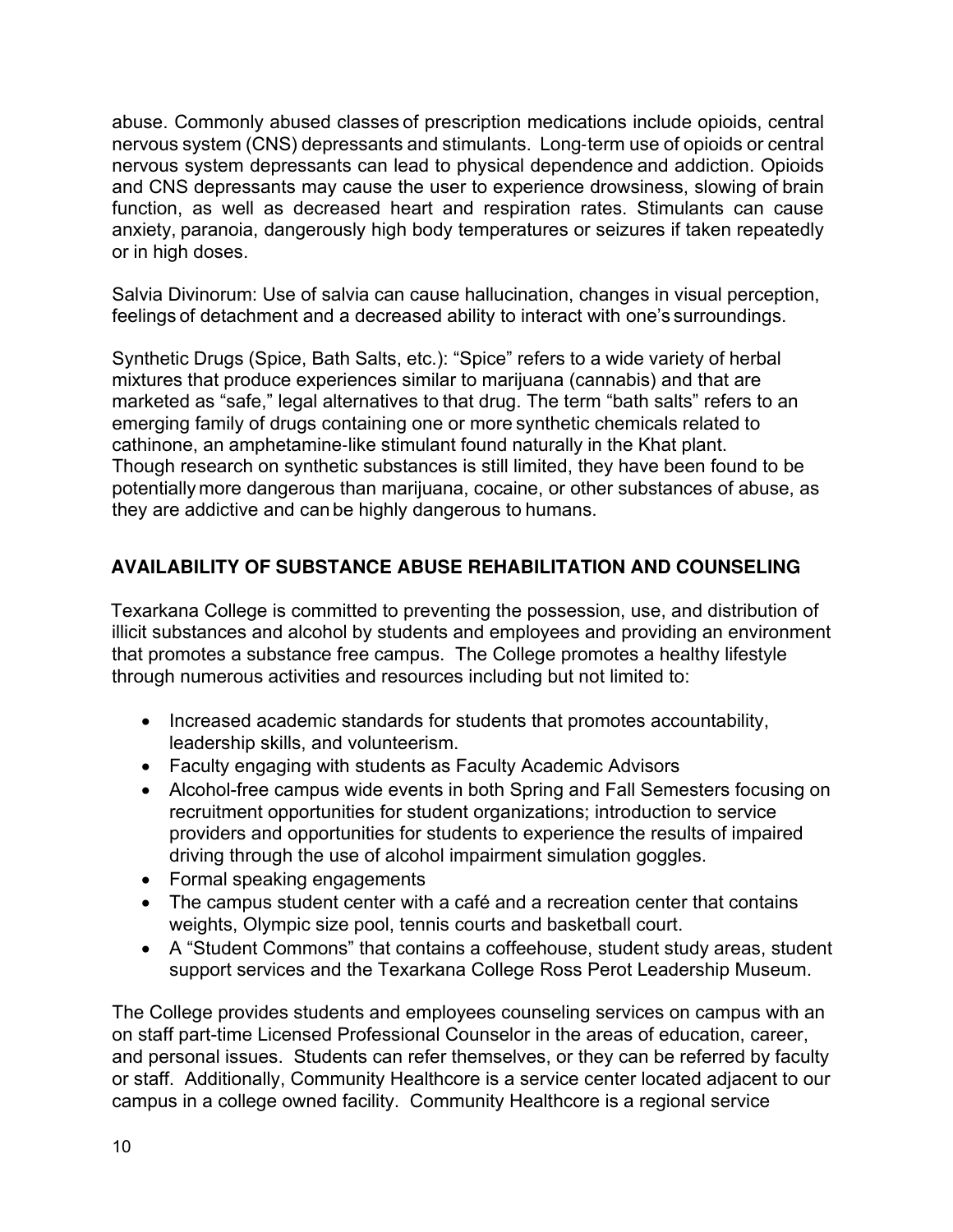abuse. Commonly abused classes of prescription medications include opioids, central nervous system (CNS) depressants and stimulants. Long-term use of opioids or central nervous system depressants can lead to physical dependence and addiction. Opioids and CNS depressants may cause the user to experience drowsiness, slowing of brain function, as well as decreased heart and respiration rates. Stimulants can cause anxiety, paranoia, dangerously high body temperatures or seizures if taken repeatedly or in high doses.

Salvia Divinorum: Use of salvia can cause hallucination, changes in visual perception, feelings of detachment and a decreased ability to interact with one's surroundings.

Synthetic Drugs (Spice, Bath Salts, etc.): "Spice" refers to a wide variety of herbal mixtures that produce experiences similar to marijuana (cannabis) and that are marketed as "safe," legal alternatives to that drug. The term "bath salts" refers to an emerging family of drugs containing one or more synthetic chemicals related to cathinone, an amphetamine-like stimulant found naturally in the Khat plant. Though research on synthetic substances is still limited, they have been found to be potentially more dangerous than marijuana, cocaine, or other substances of abuse, as they are addictive and can be highly dangerous to humans.

## AVAILABILITY OF SUBSTANCE ABUSE REHABILITATION AND COUNSELING

Texarkana College is committed to preventing the possession, use, and distribution of illicit substances and alcohol by students and employees and providing an environment that promotes a substance free campus. The College promotes a healthy lifestyle through numerous activities and resources including but not limited to:

- Increased academic standards for students that promotes accountability, leadership skills, and volunteerism.
- Faculty engaging with students as Faculty Academic Advisors
- Alcohol-free campus wide events in both Spring and Fall Semesters focusing on recruitment opportunities for student organizations; introduction to service providers and opportunities for students to experience the results of impaired driving through the use of alcohol impairment simulation goggles.
- Formal speaking engagements
- The campus student center with a café and a recreation center that contains weights, Olympic size pool, tennis courts and basketball court.
- A "Student Commons" that contains a coffeehouse, student study areas, student support services and the Texarkana College Ross Perot Leadership Museum.

The College provides students and employees counseling services on campus with an on staff part-time Licensed Professional Counselor in the areas of education, career, and personal issues. Students can refer themselves, or they can be referred by faculty or staff. Additionally, Community Healthcore is a service center located adjacent to our campus in a college owned facility. Community Healthcore is a regional service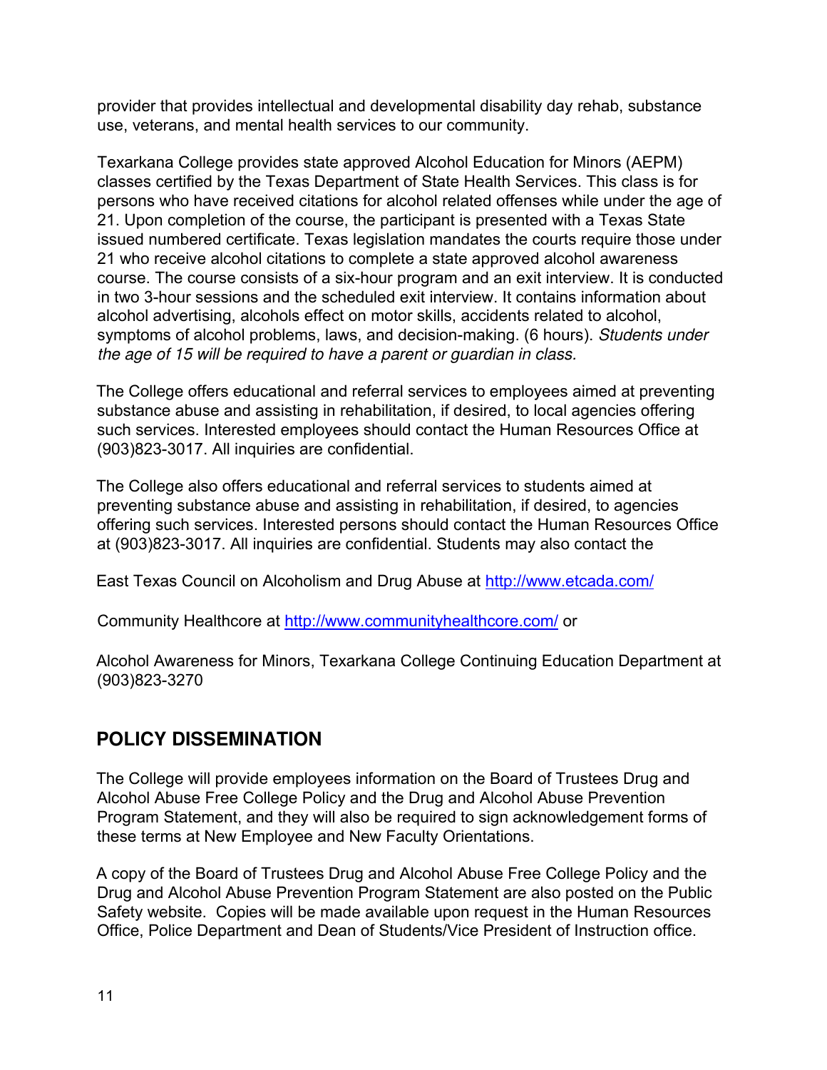provider that provides intellectual and developmental disability day rehab, substance use, veterans, and mental health services to our community.

Texarkana College provides state approved Alcohol Education for Minors (AEPM) classes certified by the Texas Department of State Health Services. This class is for persons who have received citations for alcohol related offenses while under the age of 21. Upon completion of the course, the participant is presented with a Texas State issued numbered certificate. Texas legislation mandates the courts require those under 21 who receive alcohol citations to complete a state approved alcohol awareness course. The course consists of a six-hour program and an exit interview. It is conducted in two 3-hour sessions and the scheduled exit interview. It contains information about alcohol advertising, alcohols effect on motor skills, accidents related to alcohol, symptoms of alcohol problems, laws, and decision-making. (6 hours). *Students under the age of 15 will be required to have a parent or guardian in class.*

The College offers educational and referral services to employees aimed at preventing substance abuse and assisting in rehabilitation, if desired, to local agencies offering such services. Interested employees should contact the Human Resources Office at (903)823-3017. All inquiries are confidential.

The College also offers educational and referral services to students aimed at preventing substance abuse and assisting in rehabilitation, if desired, to agencies offering such services. Interested persons should contact the Human Resources Office at (903)823-3017. All inquiries are confidential. Students may also contact the

East Texas Council on Alcoholism and Drug Abuse at http://www.etcada.com/

Community Healthcore at http://www.communityhealthcore.com/ or

Alcohol Awareness for Minors, Texarkana College Continuing Education Department at (903)823-3270

## POLICY DISSEMINATION

The College will provide employees information on the Board of Trustees Drug and Alcohol Abuse Free College Policy and the Drug and Alcohol Abuse Prevention Program Statement, and they will also be required to sign acknowledgement forms of these terms at New Employee and New Faculty Orientations.

A copy of the Board of Trustees Drug and Alcohol Abuse Free College Policy and the Drug and Alcohol Abuse Prevention Program Statement are also posted on the Public Safety website. Copies will be made available upon request in the Human Resources Office, Police Department and Dean of Students/Vice President of Instruction office.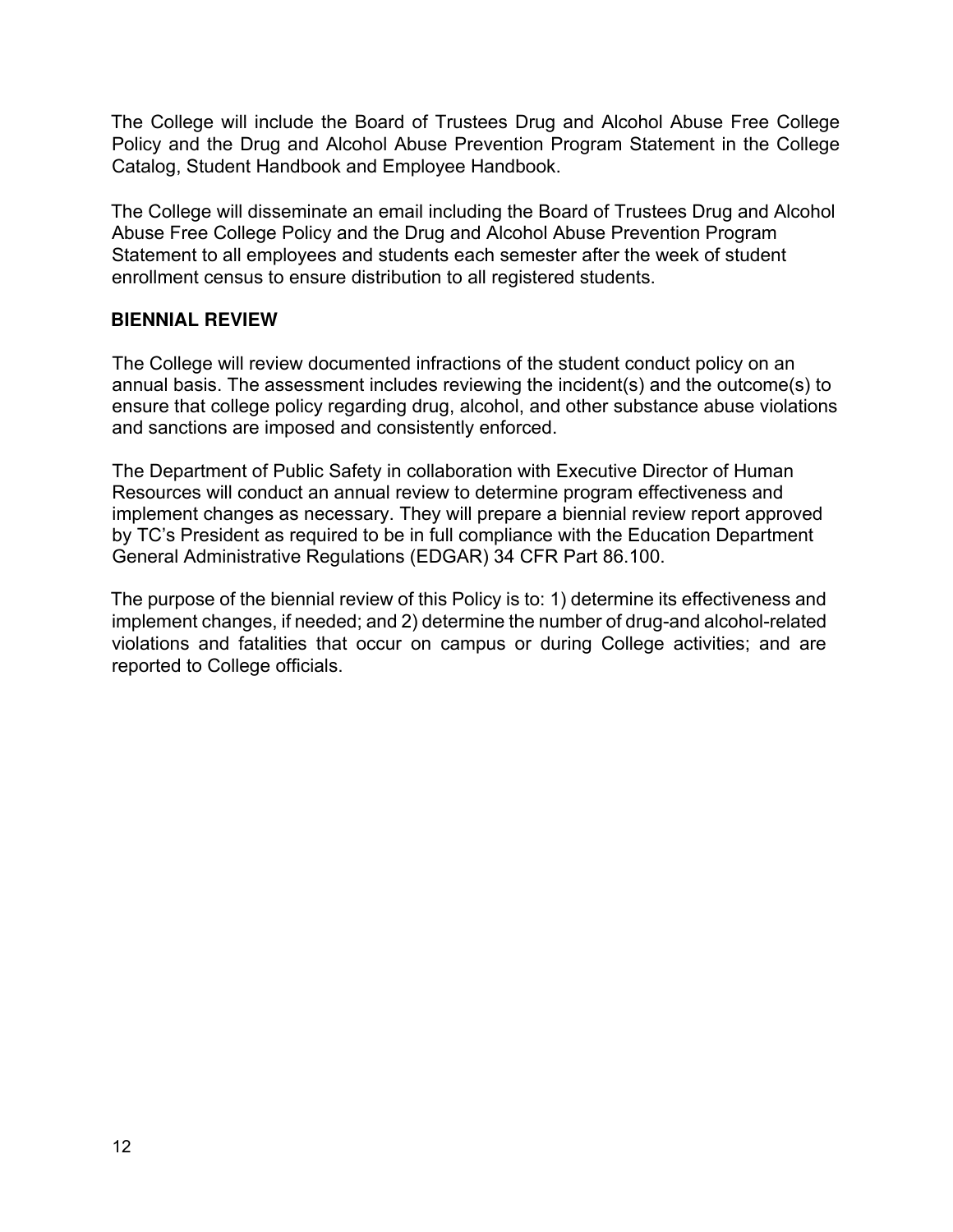The College will include the Board of Trustees Drug and Alcohol Abuse Free College Policy and the Drug and Alcohol Abuse Prevention Program Statement in the College Catalog, Student Handbook and Employee Handbook.

The College will disseminate an email including the Board of Trustees Drug and Alcohol Abuse Free College Policy and the Drug and Alcohol Abuse Prevention Program Statement to all employees and students each semester after the week of student enrollment census to ensure distribution to all registered students.

## BIENNIAL REVIEW

The College will review documented infractions of the student conduct policy on an annual basis. The assessment includes reviewing the incident(s) and the outcome(s) to ensure that college policy regarding drug, alcohol, and other substance abuse violations and sanctions are imposed and consistently enforced.

The Department of Public Safety in collaboration with Executive Director of Human Resources will conduct an annual review to determine program effectiveness and implement changes as necessary. They will prepare a biennial review report approved by TC's President as required to be in full compliance with the Education Department General Administrative Regulations (EDGAR) 34 CFR Part 86.100.

The purpose of the biennial review of this Policy is to: 1) determine its effectiveness and implement changes, if needed; and 2) determine the number of drug-and alcohol-related violations and fatalities that occur on campus or during College activities; and are reported to College officials.